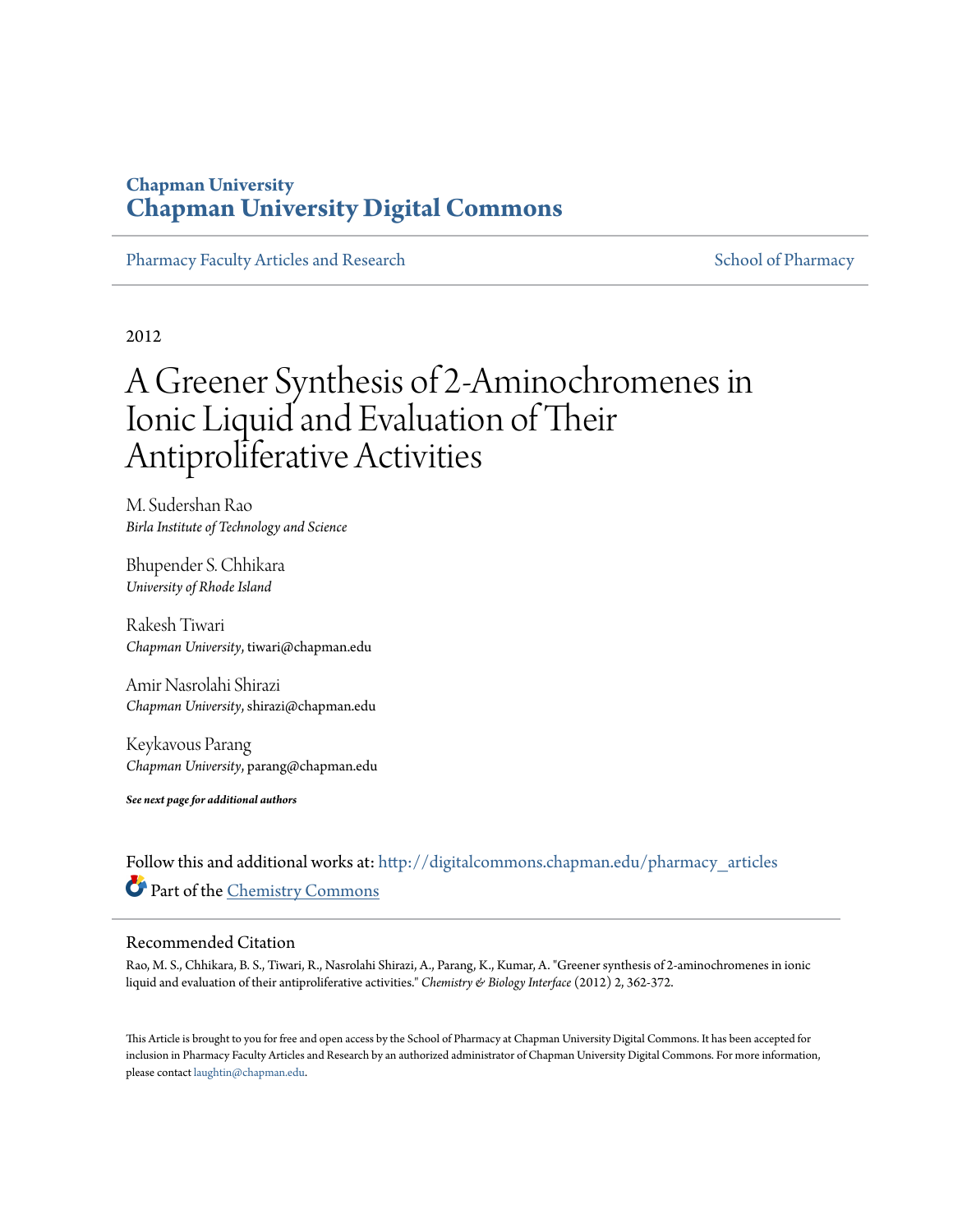Chapman University

# Chapman University Digital Commons

Pharmacy Faculty Articles and Research | School of Pharmacy

2012

# A Greener Synthesis of 2-Aminochromenes in Ionic Liquid and Evaluation of Their Antiproliferative Activities

M. Sudershan Rao
*Birla Institute of Technology and Science*

Bhupender S. Chhikara
*University of Rhode Island*

Rakesh Tiwari
*Chapman University*, tiwari@chapman.edu

Amir Nasrolahi Shirazi
*Chapman University*, shirazi@chapman.edu

Keykavous Parang
*Chapman University*, parang@chapman.edu

***See next page for additional authors***

Follow this and additional works at: http://digitalcommons.chapman.edu/pharmacy_articles

Part of the Chemistry Commons

## Recommended Citation

Rao, M. S., Chhikara, B. S., Tiwari, R., Nasrolahi Shirazi, A., Parang, K., Kumar, A. "Greener synthesis of 2-aminochromenes in ionic liquid and evaluation of their antiproliferative activities." *Chemistry & Biology Interface* (2012) 2, 362-372.

This Article is brought to you for free and open access by the School of Pharmacy at Chapman University Digital Commons. It has been accepted for inclusion in Pharmacy Faculty Articles and Research by an authorized administrator of Chapman University Digital Commons. For more information, please contact laughtin@chapman.edu.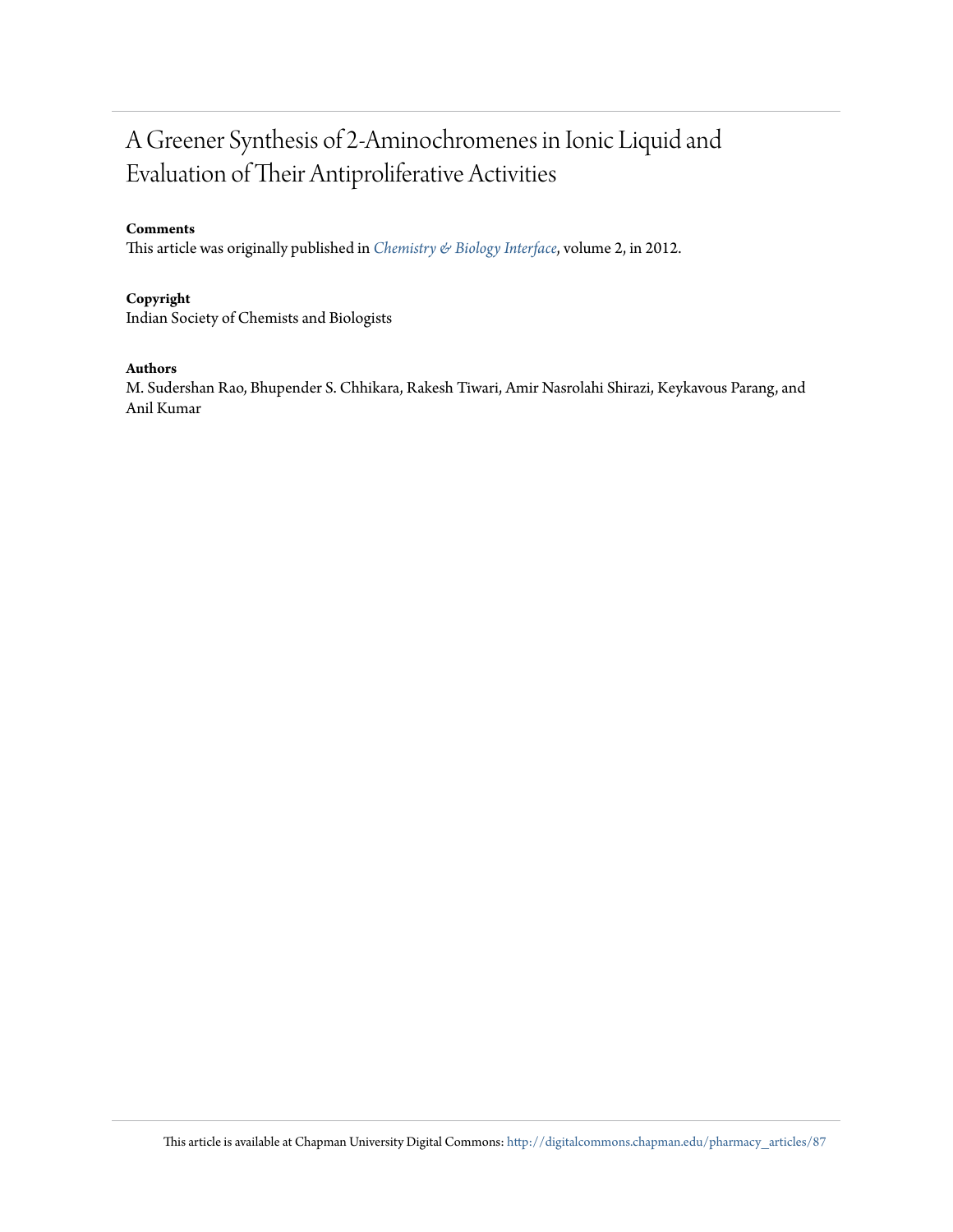# A Greener Synthesis of 2-Aminochromenes in Ionic Liquid and Evaluation of Their Antiproliferative Activities

**Comments**

This article was originally published in *Chemistry & Biology Interface*, volume 2, in 2012.

**Copyright**

Indian Society of Chemists and Biologists

**Authors**

M. Sudershan Rao, Bhupender S. Chhikara, Rakesh Tiwari, Amir Nasrolahi Shirazi, Keykavous Parang, and Anil Kumar

This article is available at Chapman University Digital Commons: http://digitalcommons.chapman.edu/pharmacy_articles/87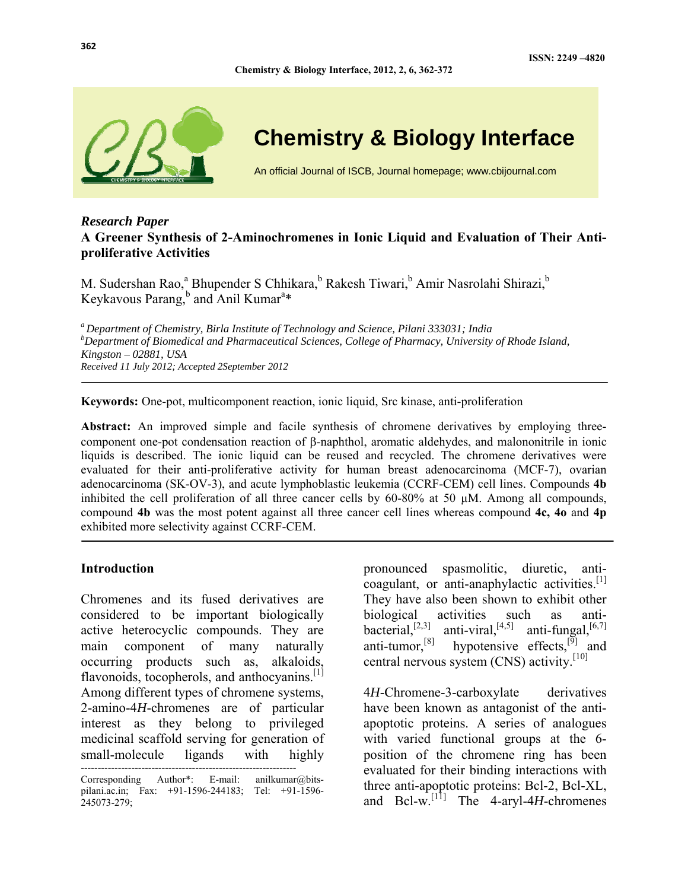*Research Paper*

**A Greener Synthesis of 2-Aminochromenes in Ionic Liquid and Evaluation of Their Anti-proliferative Activities**

M. Sudershan Rao,[a] Bhupender S Chhikara,[b] Rakesh Tiwari,[b] Amir Nasrolahi Shirazi,[b] Keykavous Parang,[b] and Anil Kumar[a]*

[a] *Department of Chemistry, Birla Institute of Technology and Science, Pilani 333031; India*
[b] *Department of Biomedical and Pharmaceutical Sciences, College of Pharmacy, University of Rhode Island, Kingston – 02881, USA*
*Received 11 July 2012; Accepted 2September 2012*

---

**Keywords:** One-pot, multicomponent reaction, ionic liquid, Src kinase, anti-proliferation

**Abstract:** An improved simple and facile synthesis of chromene derivatives by employing three-component one-pot condensation reaction of β-naphthol, aromatic aldehydes, and malononitrile in ionic liquids is described. The ionic liquid can be reused and recycled. The chromene derivatives were evaluated for their anti-proliferative activity for human breast adenocarcinoma (MCF-7), ovarian adenocarcinoma (SK-OV-3), and acute lymphoblastic leukemia (CCRF-CEM) cell lines. Compounds **4b** inhibited the cell proliferation of all three cancer cells by 60-80% at 50 μM. Among all compounds, compound **4b** was the most potent against all three cancer cell lines whereas compound **4c, 4o** and **4p** exhibited more selectivity against CCRF-CEM.

---

## Introduction

Chromenes and its fused derivatives are considered to be important biologically active heterocyclic compounds. They are main component of many naturally occurring products such as, alkaloids, flavonoids, tocopherols, and anthocyanins.[1] Among different types of chromene systems, 2-amino-4*H*-chromenes are of particular interest as they belong to privileged medicinal scaffold serving for generation of small-molecule ligands with highly pronounced spasmolitic, diuretic, anti-coagulant, or anti-anaphylactic activities.[1] They have also been shown to exhibit other biological activities such as anti-bacterial,[2,3] anti-viral,[4,5] anti-fungal,[6,7] anti-tumor,[8] hypotensive effects,[9] and central nervous system (CNS) activity.[10]

4*H*-Chromene-3-carboxylate derivatives have been known as antagonist of the anti-apoptotic proteins. A series of analogues with varied functional groups at the 6-position of the chromene ring has been evaluated for their binding interactions with three anti-apoptotic proteins: Bcl-2, Bcl-XL, and Bcl-w.[11] The 4-aryl-4*H*-chromenes

---

Corresponding Author*: E-mail: anilkumar@bits-pilani.ac.in; Fax: +91-1596-244183; Tel: +91-1596-245073-279;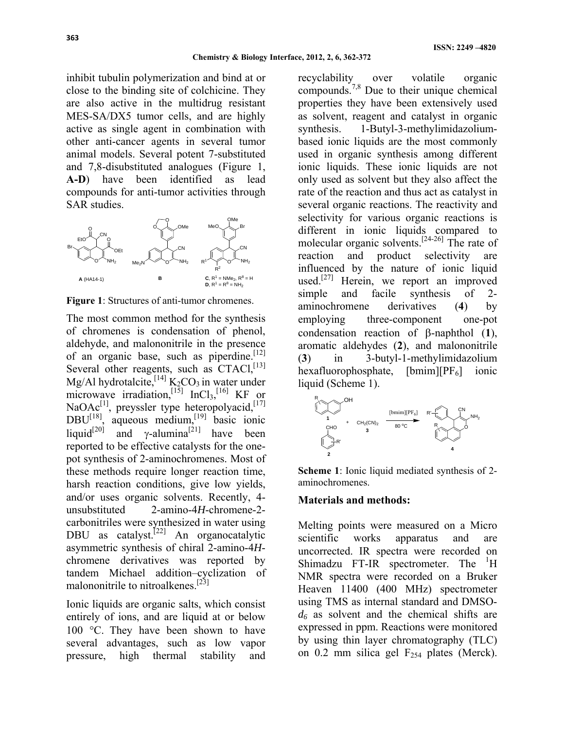inhibit tubulin polymerization and bind at or close to the binding site of colchicine. They are also active in the multidrug resistant MES-SA/DX5 tumor cells, and are highly active as single agent in combination with other anti-cancer agents in several tumor animal models. Several potent 7-substituted and 7,8-disubstituted analogues (Figure 1, **A-D**) have been identified as lead compounds for anti-tumor activities through SAR studies.

**Figure 1**: Structures of anti-tumor chromenes.

The most common method for the synthesis of chromenes is condensation of phenol, aldehyde, and malononitrile in the presence of an organic base, such as piperdine.[12] Several other reagents, such as CTACl,[13] Mg/Al hydrotalcite,[14] $K_2CO_3$ in water under microwave irradiation,[15] $InCl_3$,[16] KF or NaOAc[1], preyssler type heteropolyacid,[17] DBU[18], aqueous medium,[19] basic ionic liquid[20] and γ-alumina[21] have been reported to be effective catalysts for the one-pot synthesis of 2-aminochromenes. Most of these methods require longer reaction time, harsh reaction conditions, give low yields, and/or uses organic solvents. Recently, 4-unsubstituted 2-amino-4*H*-chromene-2-carbonitriles were synthesized in water using DBU as catalyst.[22] An organocatalytic asymmetric synthesis of chiral 2-amino-4*H*-chromene derivatives was reported by tandem Michael addition–cyclization of malononitrile to nitroalkenes.[23]

Ionic liquids are organic salts, which consist entirely of ions, and are liquid at or below 100 °C. They have been shown to have several advantages, such as low vapor pressure, high thermal stability and recyclability over volatile organic compounds.[7,8] Due to their unique chemical properties they have been extensively used as solvent, reagent and catalyst in organic synthesis. 1-Butyl-3-methylimidazolium-based ionic liquids are the most commonly used in organic synthesis among different ionic liquids. These ionic liquids are not only used as solvent but they also affect the rate of the reaction and thus act as catalyst in several organic reactions. The reactivity and selectivity for various organic reactions is different in ionic liquids compared to molecular organic solvents.[24-26] The rate of reaction and product selectivity are influenced by the nature of ionic liquid used.[27] Herein, we report an improved simple and facile synthesis of 2-aminochromene derivatives (**4**) by employing three-component one-pot condensation reaction of β-naphthol (**1**), aromatic aldehydes (**2**), and malononitrile (**3**) in 3-butyl-1-methylimidazolium hexafluorophosphate, [bmim][$PF_6$] ionic liquid (Scheme 1).

**Scheme 1**: Ionic liquid mediated synthesis of 2-aminochromenes.

## Materials and methods:

Melting points were measured on a Micro scientific works apparatus and are uncorrected. IR spectra were recorded on Shimadzu FT-IR spectrometer. The $^1$H NMR spectra were recorded on a Bruker Heaven 11400 (400 MHz) spectrometer using TMS as internal standard and DMSO-$d_6$ as solvent and the chemical shifts are expressed in ppm. Reactions were monitored by using thin layer chromatography (TLC) on 0.2 mm silica gel $F_{254}$ plates (Merck).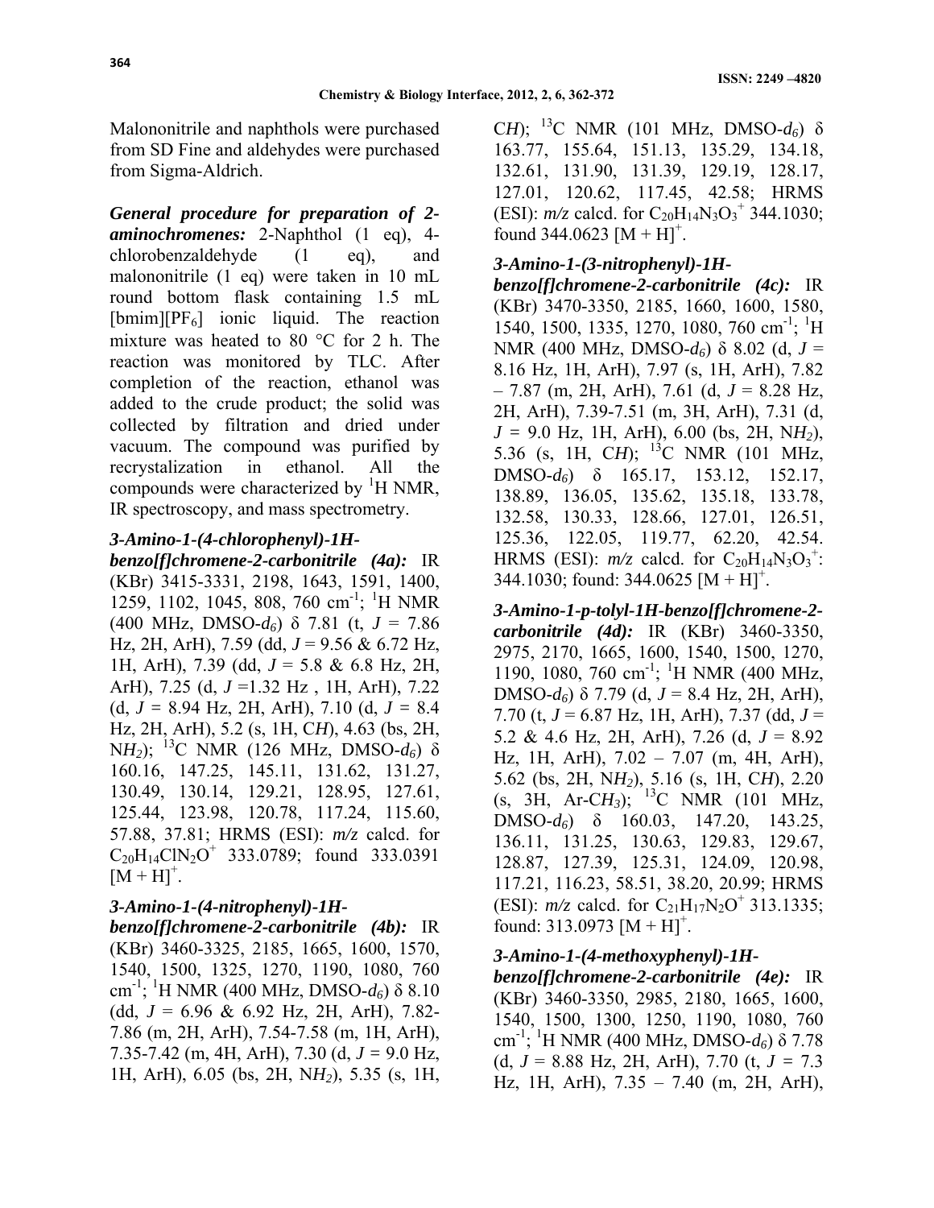Malononitrile and naphthols were purchased from SD Fine and aldehydes were purchased from Sigma-Aldrich.

***General procedure for preparation of 2-aminochromenes:*** 2-Naphthol (1 eq), 4-chlorobenzaldehyde (1 eq), and malononitrile (1 eq) were taken in 10 mL round bottom flask containing 1.5 mL [bmim][$PF_6$] ionic liquid. The reaction mixture was heated to 80 °C for 2 h. The reaction was monitored by TLC. After completion of the reaction, ethanol was added to the crude product; the solid was collected by filtration and dried under vacuum. The compound was purified by recrystalization in ethanol. All the compounds were characterized by $^1$H NMR, IR spectroscopy, and mass spectrometry.

***3-Amino-1-(4-chlorophenyl)-1H-benzo[f]chromene-2-carbonitrile (4a):*** IR (KBr) 3415-3331, 2198, 1643, 1591, 1400, 1259, 1102, 1045, 808, 760 cm$^{-1}$; $^1$H NMR (400 MHz, DMSO-*d*$_6$) δ 7.81 (t, *J* = 7.86 Hz, 2H, ArH), 7.59 (dd, *J* = 9.56 & 6.72 Hz, 1H, ArH), 7.39 (dd, *J* = 5.8 & 6.8 Hz, 2H, ArH), 7.25 (d, *J* =1.32 Hz , 1H, ArH), 7.22 (d, *J* = 8.94 Hz, 2H, ArH), 7.10 (d, *J* = 8.4 Hz, 2H, ArH), 5.2 (s, 1H, C*H*), 4.63 (bs, 2H, N*H*$_2$); $^{13}$C NMR (126 MHz, DMSO-*d*$_6$) δ 160.16, 147.25, 145.11, 131.62, 131.27, 130.49, 130.14, 129.21, 128.95, 127.61, 125.44, 123.98, 120.78, 117.24, 115.60, 57.88, 37.81; HRMS (ESI): *m/z* calcd. for $C_{20}H_{14}ClN_2O^+$ 333.0789; found 333.0391 [M + H]$^+$.

***3-Amino-1-(4-nitrophenyl)-1H-benzo[f]chromene-2-carbonitrile (4b):*** IR (KBr) 3460-3325, 2185, 1665, 1600, 1570, 1540, 1500, 1325, 1270, 1190, 1080, 760 cm$^{-1}$; $^1$H NMR (400 MHz, DMSO-*d*$_6$) δ 8.10 (dd, *J* = 6.96 & 6.92 Hz, 2H, ArH), 7.82-7.86 (m, 2H, ArH), 7.54-7.58 (m, 1H, ArH), 7.35-7.42 (m, 4H, ArH), 7.30 (d, *J* = 9.0 Hz, 1H, ArH), 6.05 (bs, 2H, N*H*$_2$), 5.35 (s, 1H, C*H*); $^{13}$C NMR (101 MHz, DMSO-*d*$_6$) δ 163.77, 155.64, 151.13, 135.29, 134.18, 132.61, 131.90, 131.39, 129.19, 128.17, 127.01, 120.62, 117.45, 42.58; HRMS (ESI): *m/z* calcd. for $C_{20}H_{14}N_3O_3^+$ 344.1030; found 344.0623 [M + H]$^+$.

***3-Amino-1-(3-nitrophenyl)-1H-benzo[f]chromene-2-carbonitrile (4c):*** IR (KBr) 3470-3350, 2185, 1660, 1600, 1580, 1540, 1500, 1335, 1270, 1080, 760 cm$^{-1}$; $^1$H NMR (400 MHz, DMSO-*d*$_6$) δ 8.02 (d, *J* = 8.16 Hz, 1H, ArH), 7.97 (s, 1H, ArH), 7.82 – 7.87 (m, 2H, ArH), 7.61 (d, *J* = 8.28 Hz, 2H, ArH), 7.39-7.51 (m, 3H, ArH), 7.31 (d, *J* = 9.0 Hz, 1H, ArH), 6.00 (bs, 2H, N*H*$_2$), 5.36 (s, 1H, C*H*); $^{13}$C NMR (101 MHz, DMSO-*d*$_6$) δ 165.17, 153.12, 152.17, 138.89, 136.05, 135.62, 135.18, 133.78, 132.58, 130.33, 128.66, 127.01, 126.51, 125.36, 122.05, 119.77, 62.20, 42.54. HRMS (ESI): *m/z* calcd. for $C_{20}H_{14}N_3O_3^+$: 344.1030; found: 344.0625 [M + H]$^+$.

***3-Amino-1-p-tolyl-1H-benzo[f]chromene-2-carbonitrile (4d):*** IR (KBr) 3460-3350, 2975, 2170, 1665, 1600, 1540, 1500, 1270, 1190, 1080, 760 cm$^{-1}$; $^1$H NMR (400 MHz, DMSO-*d*$_6$) δ 7.79 (d, *J* = 8.4 Hz, 2H, ArH), 7.70 (t, *J* = 6.87 Hz, 1H, ArH), 7.37 (dd, *J* = 5.2 & 4.6 Hz, 2H, ArH), 7.26 (d, *J* = 8.92 Hz, 1H, ArH), 7.02 – 7.07 (m, 4H, ArH), 5.62 (bs, 2H, N*H*$_2$), 5.16 (s, 1H, C*H*), 2.20 (s, 3H, Ar-C*H*$_3$); $^{13}$C NMR (101 MHz, DMSO-*d*$_6$) δ 160.03, 147.20, 143.25, 136.11, 131.25, 130.63, 129.83, 129.67, 128.87, 127.39, 125.31, 124.09, 120.98, 117.21, 116.23, 58.51, 38.20, 20.99; HRMS (ESI): *m/z* calcd. for $C_{21}H_{17}N_2O^+$ 313.1335; found: 313.0973 [M + H]$^+$.

***3-Amino-1-(4-methoxyphenyl)-1H-benzo[f]chromene-2-carbonitrile (4e):*** IR (KBr) 3460-3350, 2985, 2180, 1665, 1600, 1540, 1500, 1300, 1250, 1190, 1080, 760 cm$^{-1}$; $^1$H NMR (400 MHz, DMSO-*d*$_6$) δ 7.78 (d, *J* = 8.88 Hz, 2H, ArH), 7.70 (t, *J* = 7.3 Hz, 1H, ArH), 7.35 – 7.40 (m, 2H, ArH),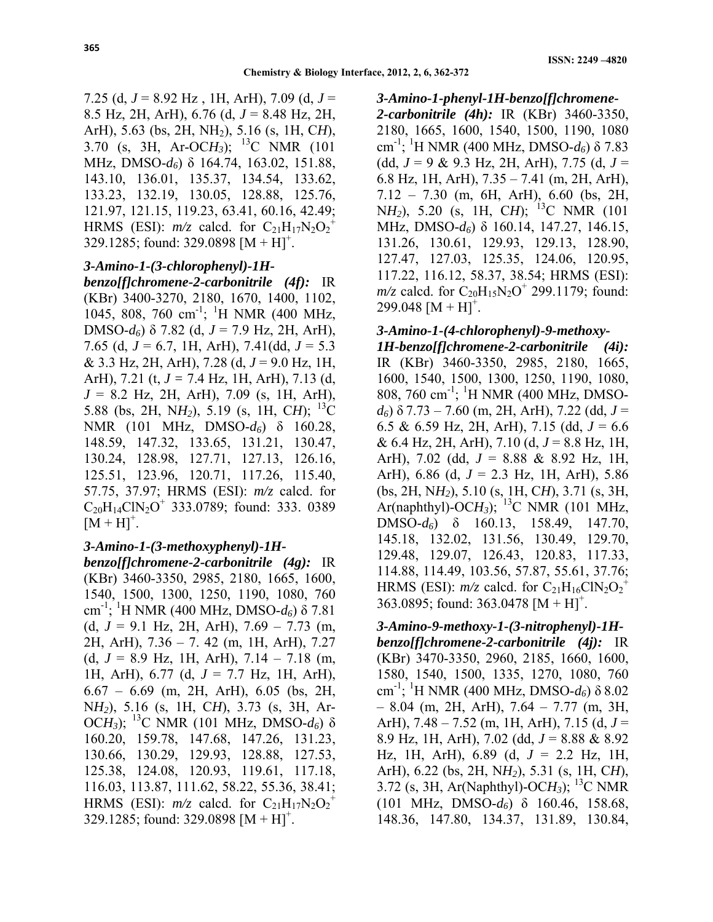7.25 (d, *J* = 8.92 Hz , 1H, ArH), 7.09 (d, *J* = 8.5 Hz, 2H, ArH), 6.76 (d, *J* = 8.48 Hz, 2H, ArH), 5.63 (bs, 2H, NH$_2$), 5.16 (s, 1H, C*H*), 3.70 (s, 3H, Ar-OC*H$_3$*); $^{13}$C NMR (101 MHz, DMSO-*d$_6$*) δ 164.74, 163.02, 151.88, 143.10, 136.01, 135.37, 134.54, 133.62, 133.23, 132.19, 130.05, 128.88, 125.76, 121.97, 121.15, 119.23, 63.41, 60.16, 42.49; HRMS (ESI): *m/z* calcd. for $C_{21}H_{17}N_2O_2^+$ 329.1285; found: 329.0898 $[M + H]^+$.

***3-Amino-1-(3-chlorophenyl)-1H-benzo[f]chromene-2-carbonitrile (4f):*** IR (KBr) 3400-3270, 2180, 1670, 1400, 1102, 1045, 808, 760 cm$^{-1}$; $^1$H NMR (400 MHz, DMSO-*d$_6$*) δ 7.82 (d, *J* = 7.9 Hz, 2H, ArH), 7.65 (d, *J* = 6.7, 1H, ArH), 7.41(dd, *J* = 5.3 & 3.3 Hz, 2H, ArH), 7.28 (d, *J* = 9.0 Hz, 1H, ArH), 7.21 (t, *J* = 7.4 Hz, 1H, ArH), 7.13 (d, *J* = 8.2 Hz, 2H, ArH), 7.09 (s, 1H, ArH), 5.88 (bs, 2H, N*H$_2$*), 5.19 (s, 1H, C*H*); $^{13}$C NMR (101 MHz, DMSO-*d$_6$*) δ 160.28, 148.59, 147.32, 133.65, 131.21, 130.47, 130.24, 128.98, 127.71, 127.13, 126.16, 125.51, 123.96, 120.71, 117.26, 115.40, 57.75, 37.97; HRMS (ESI): *m/z* calcd. for $C_{20}H_{14}ClN_2O^+$ 333.0789; found: 333. 0389 $[M + H]^+$.

***3-Amino-1-(3-methoxyphenyl)-1H-benzo[f]chromene-2-carbonitrile (4g):*** IR (KBr) 3460-3350, 2985, 2180, 1665, 1600, 1540, 1500, 1300, 1250, 1190, 1080, 760 cm$^{-1}$; $^1$H NMR (400 MHz, DMSO-*d$_6$*) δ 7.81 (d, *J* = 9.1 Hz, 2H, ArH), 7.69 – 7.73 (m, 2H, ArH), 7.36 – 7. 42 (m, 1H, ArH), 7.27 (d, *J* = 8.9 Hz, 1H, ArH), 7.14 – 7.18 (m, 1H, ArH), 6.77 (d, *J* = 7.7 Hz, 1H, ArH), 6.67 – 6.69 (m, 2H, ArH), 6.05 (bs, 2H, N*H$_2$*), 5.16 (s, 1H, C*H*), 3.73 (s, 3H, Ar-OC*H$_3$*); $^{13}$C NMR (101 MHz, DMSO-*d$_6$*) δ 160.20, 159.78, 147.68, 147.26, 131.23, 130.66, 130.29, 129.93, 128.88, 127.53, 125.38, 124.08, 120.93, 119.61, 117.18, 116.03, 113.87, 111.62, 58.22, 55.36, 38.41; HRMS (ESI): *m/z* calcd. for $C_{21}H_{17}N_2O_2^+$ 329.1285; found: 329.0898 $[M + H]^+$.

***3-Amino-1-phenyl-1H-benzo[f]chromene-2-carbonitrile (4h):*** IR (KBr) 3460-3350, 2180, 1665, 1600, 1540, 1500, 1190, 1080 cm$^{-1}$; $^1$H NMR (400 MHz, DMSO-*d$_6$*) δ 7.83 (dd, *J* = 9 & 9.3 Hz, 2H, ArH), 7.75 (d, *J* = 6.8 Hz, 1H, ArH), 7.35 – 7.41 (m, 2H, ArH), 7.12 – 7.30 (m, 6H, ArH), 6.60 (bs, 2H, N*H$_2$*), 5.20 (s, 1H, C*H*); $^{13}$C NMR (101 MHz, DMSO-*d$_6$*) δ 160.14, 147.27, 146.15, 131.26, 130.61, 129.93, 129.13, 128.90, 127.47, 127.03, 125.35, 124.06, 120.95, 117.22, 116.12, 58.37, 38.54; HRMS (ESI): *m/z* calcd. for $C_{20}H_{15}N_2O^+$ 299.1179; found: 299.048 $[M + H]^+$.

***3-Amino-1-(4-chlorophenyl)-9-methoxy-1H-benzo[f]chromene-2-carbonitrile (4i):*** IR (KBr) 3460-3350, 2985, 2180, 1665, 1600, 1540, 1500, 1300, 1250, 1190, 1080, 808, 760 cm$^{-1}$; $^1$H NMR (400 MHz, DMSO-*d$_6$*) δ 7.73 – 7.60 (m, 2H, ArH), 7.22 (dd, *J* = 6.5 & 6.59 Hz, 2H, ArH), 7.15 (dd, *J* = 6.6 & 6.4 Hz, 2H, ArH), 7.10 (d, *J* = 8.8 Hz, 1H, ArH), 7.02 (dd, *J* = 8.88 & 8.92 Hz, 1H, ArH), 6.86 (d, *J* = 2.3 Hz, 1H, ArH), 5.86 (bs, 2H, N*H$_2$*), 5.10 (s, 1H, C*H*), 3.71 (s, 3H, Ar(naphthyl)-OC*H$_3$*); $^{13}$C NMR (101 MHz, DMSO-*d$_6$*) δ 160.13, 158.49, 147.70, 145.18, 132.02, 131.56, 130.49, 129.70, 129.48, 129.07, 126.43, 120.83, 117.33, 114.88, 114.49, 103.56, 57.87, 55.61, 37.76; HRMS (ESI): *m/z* calcd. for $C_{21}H_{16}ClN_2O_2^+$ 363.0895; found: 363.0478 $[M + H]^+$.

***3-Amino-9-methoxy-1-(3-nitrophenyl)-1H-benzo[f]chromene-2-carbonitrile (4j):*** IR (KBr) 3470-3350, 2960, 2185, 1660, 1600, 1580, 1540, 1500, 1335, 1270, 1080, 760 cm$^{-1}$; $^1$H NMR (400 MHz, DMSO-*d$_6$*) δ 8.02 – 8.04 (m, 2H, ArH), 7.64 – 7.77 (m, 3H, ArH), 7.48 – 7.52 (m, 1H, ArH), 7.15 (d, *J* = 8.9 Hz, 1H, ArH), 7.02 (dd, *J* = 8.88 & 8.92 Hz, 1H, ArH), 6.89 (d, *J* = 2.2 Hz, 1H, ArH), 6.22 (bs, 2H, N*H$_2$*), 5.31 (s, 1H, C*H*), 3.72 (s, 3H, Ar(Naphthyl)-OC*H$_3$*); $^{13}$C NMR (101 MHz, DMSO-*d$_6$*) δ 160.46, 158.68, 148.36, 147.80, 134.37, 131.89, 130.84,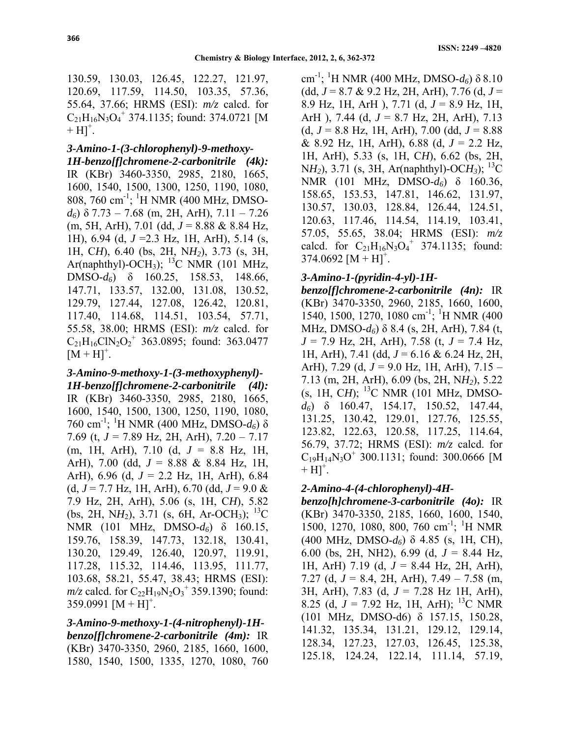130.59, 130.03, 126.45, 122.27, 121.97, 120.69, 117.59, 114.50, 103.35, 57.36, 55.64, 37.66; HRMS (ESI): *m/z* calcd. for $C_{21}H_{16}N_3O_4^+$ 374.1135; found: 374.0721 $[M + H]^+$.

***3-Amino-1-(3-chlorophenyl)-9-methoxy-1H-benzo[f]chromene-2-carbonitrile (4k):*** IR (KBr) 3460-3350, 2985, 2180, 1665, 1600, 1540, 1500, 1300, 1250, 1190, 1080, 808, 760 $cm^{-1}$; $^1$H NMR (400 MHz, DMSO-$d_6$) δ 7.73 – 7.68 (m, 2H, ArH), 7.11 – 7.26 (m, 5H, ArH), 7.01 (dd, *J* = 8.88 & 8.84 Hz, 1H), 6.94 (d, *J* =2.3 Hz, 1H, ArH), 5.14 (s, 1H, C*H*), 6.40 (bs, 2H, N*H*$_2$), 3.73 (s, 3H, Ar(naphthyl)-$OCH_3$); $^{13}$C NMR (101 MHz, DMSO-$d_6$) δ 160.25, 158.53, 148.66, 147.71, 133.57, 132.00, 131.08, 130.52, 129.79, 127.44, 127.08, 126.42, 120.81, 117.40, 114.68, 114.51, 103.54, 57.71, 55.58, 38.00; HRMS (ESI): *m/z* calcd. for $C_{21}H_{16}ClN_2O_2^+$ 363.0895; found: 363.0477 $[M + H]^+$.

***3-Amino-9-methoxy-1-(3-methoxyphenyl)-1H-benzo[f]chromene-2-carbonitrile (4l):*** IR (KBr) 3460-3350, 2985, 2180, 1665, 1600, 1540, 1500, 1300, 1250, 1190, 1080, 760 $cm^{-1}$; $^1$H NMR (400 MHz, DMSO-$d_6$) δ 7.69 (t, *J* = 7.89 Hz, 2H, ArH), 7.20 – 7.17 (m, 1H, ArH), 7.10 (d, *J* = 8.8 Hz, 1H, ArH), 7.00 (dd, *J* = 8.88 & 8.84 Hz, 1H, ArH), 6.96 (d, *J* = 2.2 Hz, 1H, ArH), 6.84 (d, *J* = 7.7 Hz, 1H, ArH), 6.70 (dd, *J* = 9.0 & 7.9 Hz, 2H, ArH), 5.06 (s, 1H, C*H*), 5.82 (bs, 2H, N*H*$_2$), 3.71 (s, 6H, Ar-$OCH_3$); $^{13}$C NMR (101 MHz, DMSO-$d_6$) δ 160.15, 159.76, 158.39, 147.73, 132.18, 130.41, 130.20, 129.49, 126.40, 120.97, 119.91, 117.28, 115.32, 114.46, 113.95, 111.77, 103.68, 58.21, 55.47, 38.43; HRMS (ESI): *m/z* calcd. for $C_{22}H_{19}N_2O_3^+$ 359.1390; found: 359.0991 $[M + H]^+$.

***3-Amino-9-methoxy-1-(4-nitrophenyl)-1H-benzo[f]chromene-2-carbonitrile (4m):*** IR (KBr) 3470-3350, 2960, 2185, 1660, 1600, 1580, 1540, 1500, 1335, 1270, 1080, 760 $cm^{-1}$; $^1$H NMR (400 MHz, DMSO-$d_6$) δ 8.10 (dd, *J* = 8.7 & 9.2 Hz, 2H, ArH), 7.76 (d, *J* = 8.9 Hz, 1H, ArH ), 7.71 (d, *J* = 8.9 Hz, 1H, ArH ), 7.44 (d, *J* = 8.7 Hz, 2H, ArH), 7.13 (d, *J* = 8.8 Hz, 1H, ArH), 7.00 (dd, *J* = 8.88 & 8.92 Hz, 1H, ArH), 6.88 (d, *J* = 2.2 Hz, 1H, ArH), 5.33 (s, 1H, C*H*), 6.62 (bs, 2H, N*H*$_2$), 3.71 (s, 3H, Ar(naphthyl)-OC*H*$_3$); $^{13}$C NMR (101 MHz, DMSO-$d_6$) δ 160.36, 158.65, 153.53, 147.81, 146.62, 131.97, 130.57, 130.03, 128.84, 126.44, 124.51, 120.63, 117.46, 114.54, 114.19, 103.41, 57.05, 55.65, 38.04; HRMS (ESI): *m/z* calcd. for $C_{21}H_{16}N_3O_4^+$ 374.1135; found: 374.0692 $[M + H]^+$.

***3-Amino-1-(pyridin-4-yl)-1H-benzo[f]chromene-2-carbonitrile (4n):*** IR (KBr) 3470-3350, 2960, 2185, 1660, 1600, 1540, 1500, 1270, 1080 $cm^{-1}$; $^1$H NMR (400 MHz, DMSO-$d_6$) δ 8.4 (s, 2H, ArH), 7.84 (t, *J* = 7.9 Hz, 2H, ArH), 7.58 (t, *J* = 7.4 Hz, 1H, ArH), 7.41 (dd, *J* = 6.16 & 6.24 Hz, 2H, ArH), 7.29 (d, *J* = 9.0 Hz, 1H, ArH), 7.15 – 7.13 (m, 2H, ArH), 6.09 (bs, 2H, N*H*$_2$), 5.22 (s, 1H, C*H*); $^{13}$C NMR (101 MHz, DMSO-$d_6$) δ 160.47, 154.17, 150.52, 147.44, 131.25, 130.42, 129.01, 127.76, 125.55, 123.82, 122.63, 120.58, 117.25, 114.64, 56.79, 37.72; HRMS (ESI): *m/z* calcd. for $C_{19}H_{14}N_3O^+$ 300.1131; found: 300.0666 $[M + H]^+$.

***2-Amino-4-(4-chlorophenyl)-4H-benzo[h]chromene-3-carbonitrile (4o):*** IR (KBr) 3470-3350, 2185, 1660, 1600, 1540, 1500, 1270, 1080, 800, 760 $cm^{-1}$; $^1$H NMR (400 MHz, DMSO-$d_6$) δ 4.85 (s, 1H, CH), 6.00 (bs, 2H, NH2), 6.99 (d, *J* = 8.44 Hz, 1H, ArH) 7.19 (d, *J* = 8.44 Hz, 2H, ArH), 7.27 (d, *J* = 8.4, 2H, ArH), 7.49 – 7.58 (m, 3H, ArH), 7.83 (d, *J* = 7.28 Hz 1H, ArH), 8.25 (d, *J* = 7.92 Hz, 1H, ArH); $^{13}$C NMR (101 MHz, DMSO-d6) δ 157.15, 150.28, 141.32, 135.34, 131.21, 129.12, 129.14, 128.34, 127.23, 127.03, 126.45, 125.38, 125.18, 124.24, 122.14, 111.14, 57.19,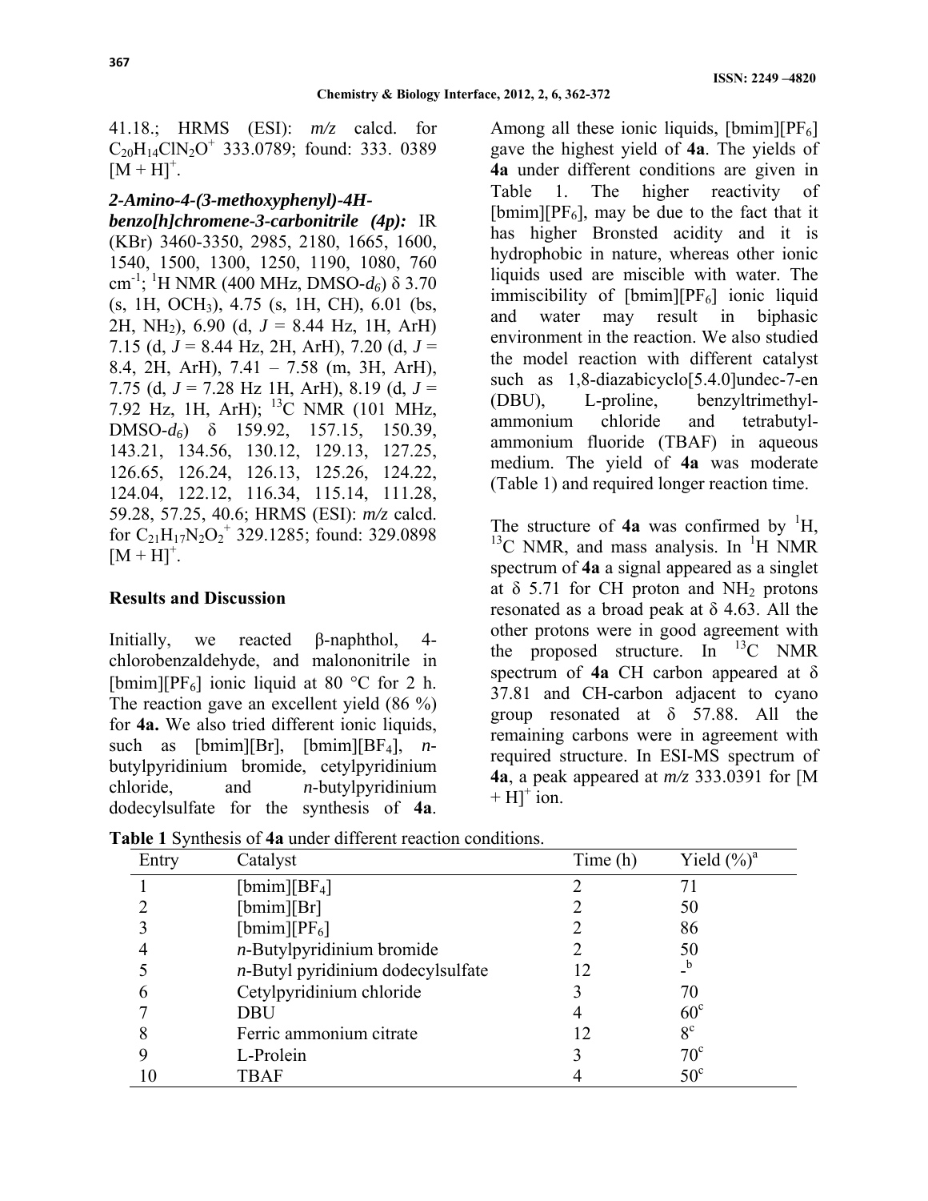41.18.; HRMS (ESI): *m/z* calcd. for $C_{20}H_{14}ClN_2O^+$ 333.0789; found: 333. 0389 $[M + H]^+$.

***2-Amino-4-(3-methoxyphenyl)-4H-benzo[h]chromene-3-carbonitrile (4p):*** IR (KBr) 3460-3350, 2985, 2180, 1665, 1600, 1540, 1500, 1300, 1250, 1190, 1080, 760 $cm^{-1}$; $^1H$ NMR (400 MHz, DMSO-$d_6$) δ 3.70 (s, 1H, $OCH_3$), 4.75 (s, 1H, CH), 6.01 (bs, 2H, $NH_2$), 6.90 (d, $J$ = 8.44 Hz, 1H, ArH) 7.15 (d, $J$ = 8.44 Hz, 2H, ArH), 7.20 (d, $J$ = 8.4, 2H, ArH), 7.41 – 7.58 (m, 3H, ArH), 7.75 (d, $J$ = 7.28 Hz 1H, ArH), 8.19 (d, $J$ = 7.92 Hz, 1H, ArH); $^{13}C$ NMR (101 MHz, DMSO-$d_6$) δ 159.92, 157.15, 150.39, 143.21, 134.56, 130.12, 129.13, 127.25, 126.65, 126.24, 126.13, 125.26, 124.22, 124.04, 122.12, 116.34, 115.14, 111.28, 59.28, 57.25, 40.6; HRMS (ESI): *m/z* calcd. for $C_{21}H_{17}N_2O_2^+$ 329.1285; found: 329.0898 $[M + H]^+$.

## Results and Discussion

Initially, we reacted β-naphthol, 4-chlorobenzaldehyde, and malononitrile in [bmim][$PF_6$] ionic liquid at 80 °C for 2 h. The reaction gave an excellent yield (86 %) for **4a.** We also tried different ionic liquids, such as [bmim][Br], [bmim][$BF_4$], *n*-butylpyridinium bromide, cetylpyridinium chloride, and *n*-butylpyridinium dodecylsulfate for the synthesis of **4a**. Among all these ionic liquids, [bmim][$PF_6$] gave the highest yield of **4a**. The yields of **4a** under different conditions are given in Table 1. The higher reactivity of [bmim][$PF_6$], may be due to the fact that it has higher Bronsted acidity and it is hydrophobic in nature, whereas other ionic liquids used are miscible with water. The immiscibility of [bmim][$PF_6$] ionic liquid and water may result in biphasic environment in the reaction. We also studied the model reaction with different catalyst such as 1,8-diazabicyclo[5.4.0]undec-7-en (DBU), L-proline, benzyltrimethyl-ammonium chloride and tetrabutyl-ammonium fluoride (TBAF) in aqueous medium. The yield of **4a** was moderate (Table 1) and required longer reaction time.

The structure of **4a** was confirmed by $^1H$, $^{13}C$ NMR, and mass analysis. In $^1H$ NMR spectrum of **4a** a signal appeared as a singlet at δ 5.71 for CH proton and $NH_2$ protons resonated as a broad peak at δ 4.63. All the other protons were in good agreement with the proposed structure. In $^{13}C$ NMR spectrum of **4a** CH carbon appeared at δ 37.81 and CH-carbon adjacent to cyano group resonated at δ 57.88. All the remaining carbons were in agreement with required structure. In ESI-MS spectrum of **4a**, a peak appeared at *m/z* 333.0391 for $[M + H]^+$ ion.

**Table 1** Synthesis of **4a** under different reaction conditions.

| Entry | Catalyst | Time (h) | Yield (%)[a] |
|---|---|---|---|
| 1 | [bmim][$BF_4$] | 2 | 71 |
| 2 | [bmim][Br] | 2 | 50 |
| 3 | [bmim][$PF_6$] | 2 | 86 |
| 4 | *n*-Butylpyridinium bromide | 2 | 50 |
| 5 | *n*-Butyl pyridinium dodecylsulfate | 12 | -[b] |
| 6 | Cetylpyridinium chloride | 3 | 70 |
| 7 | DBU | 4 | 60[c] |
| 8 | Ferric ammonium citrate | 12 | 8[c] |
| 9 | L-Prolein | 3 | 70[c] |
| 10 | TBAF | 4 | 50[c] |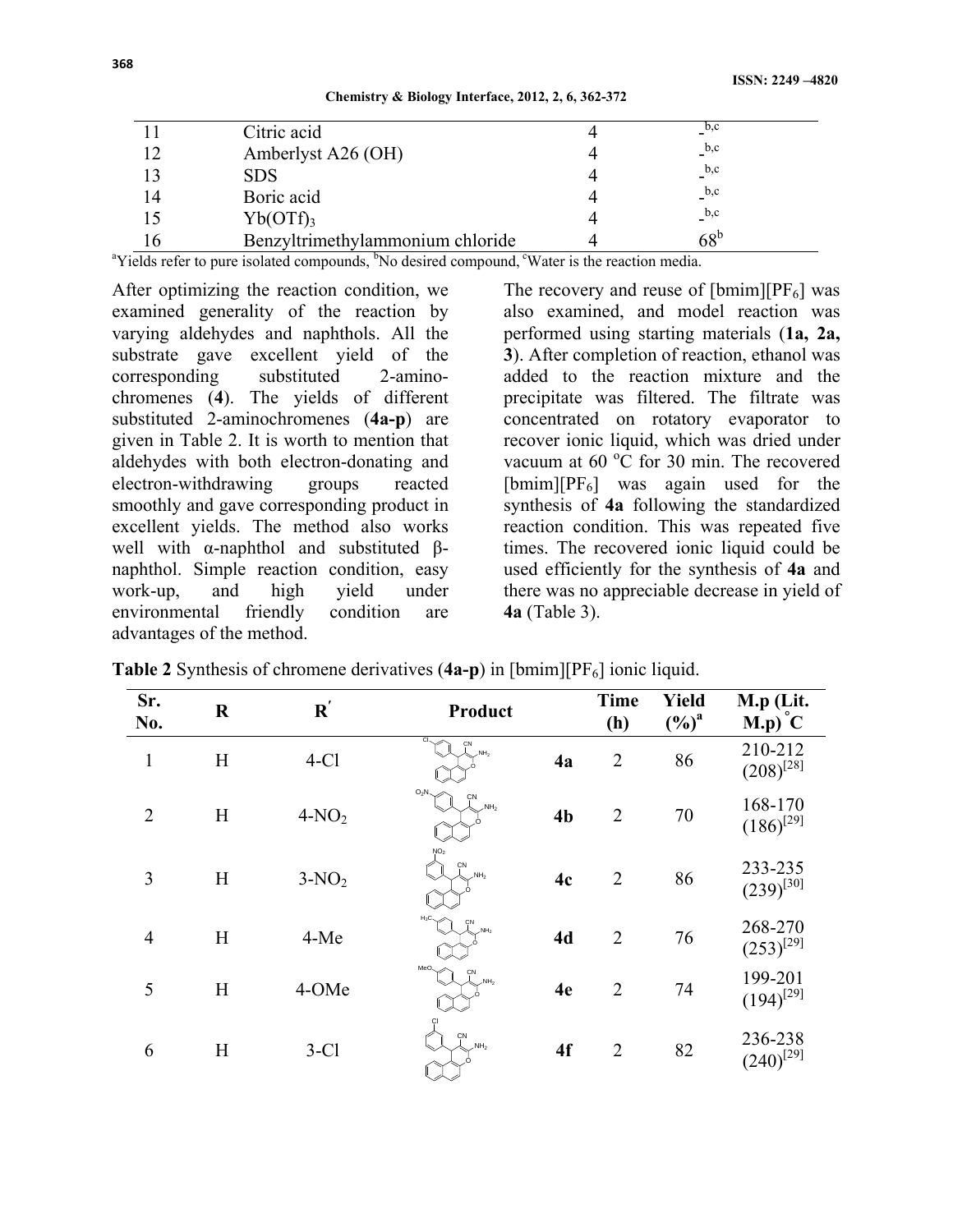| 11 | Citric acid | 4 | -[b,c] |
|---|---|---|---|
| 12 | Amberlyst A26 (OH) | 4 | -[b,c] |
| 13 | SDS | 4 | -[b,c] |
| 14 | Boric acid | 4 | -[b,c] |
| 15 | $Yb(OTf)_3$ | 4 | -[b,c] |
| 16 | Benzyltrimethylammonium chloride | 4 | 68[b] |

[a]Yields refer to pure isolated compounds, [b]No desired compound, [c]Water is the reaction media.

After optimizing the reaction condition, we examined generality of the reaction by varying aldehydes and naphthols. All the substrate gave excellent yield of the corresponding substituted 2-amino-chromenes (**4**). The yields of different substituted 2-aminochromenes (**4a-p**) are given in Table 2. It is worth to mention that aldehydes with both electron-donating and electron-withdrawing groups reacted smoothly and gave corresponding product in excellent yields. The method also works well with α-naphthol and substituted β-naphthol. Simple reaction condition, easy work-up, and high yield under environmental friendly condition are advantages of the method.

The recovery and reuse of [bmim][$PF_6$] was also examined, and model reaction was performed using starting materials (**1a, 2a, 3**). After completion of reaction, ethanol was added to the reaction mixture and the precipitate was filtered. The filtrate was concentrated on rotatory evaporator to recover ionic liquid, which was dried under vacuum at 60 °C for 30 min. The recovered [bmim][$PF_6$] was again used for the synthesis of **4a** following the standardized reaction condition. This was repeated five times. The recovered ionic liquid could be used efficiently for the synthesis of **4a** and there was no appreciable decrease in yield of **4a** (Table 3).

**Table 2** Synthesis of chromene derivatives (**4a-p**) in [bmim][$PF_6$] ionic liquid.

| Sr. No. | R | R′ | Product | | Time (h) | Yield (%)[a] | M.p (Lit. M.p) °C |
|---|---|---|---|---|---|---|---|
| 1 | H | 4-Cl | | **4a** | 2 | 86 | 210-212 (208)[28] |
| 2 | H | 4-$NO_2$ | | **4b** | 2 | 70 | 168-170 (186)[29] |
| 3 | H | 3-$NO_2$ | | **4c** | 2 | 86 | 233-235 (239)[30] |
| 4 | H | 4-Me | | **4d** | 2 | 76 | 268-270 (253)[29] |
| 5 | H | 4-OMe | | **4e** | 2 | 74 | 199-201 (194)[29] |
| 6 | H | 3-Cl | | **4f** | 2 | 82 | 236-238 (240)[29] |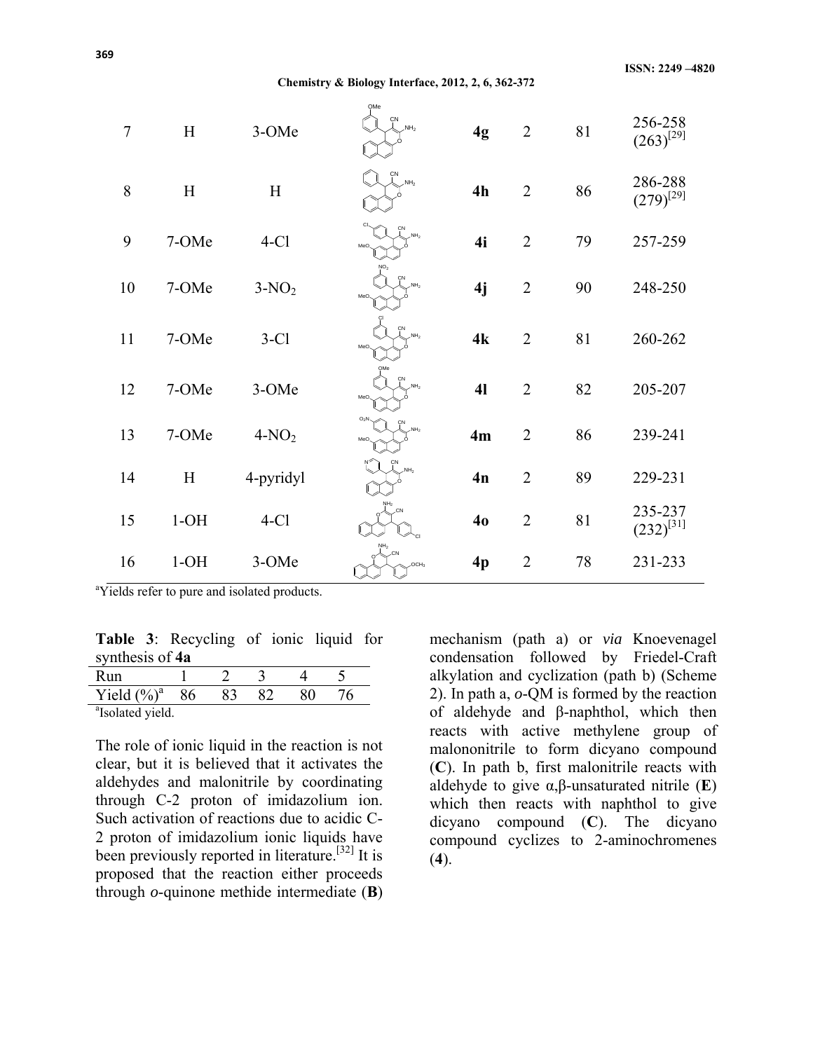| 7 | H | 3-OMe | | **4g** | 2 | 81 | 256-258 (263)[29] |
|---|---|---|---|---|---|---|---|
| 8 | H | H | | **4h** | 2 | 86 | 286-288 (279)[29] |
| 9 | 7-OMe | 4-Cl | | **4i** | 2 | 79 | 257-259 |
| 10 | 7-OMe | $3\text{-}NO_2$ | | **4j** | 2 | 90 | 248-250 |
| 11 | 7-OMe | 3-Cl | | **4k** | 2 | 81 | 260-262 |
| 12 | 7-OMe | 3-OMe | | **4l** | 2 | 82 | 205-207 |
| 13 | 7-OMe | $4\text{-}NO_2$ | | **4m** | 2 | 86 | 239-241 |
| 14 | H | 4-pyridyl | | **4n** | 2 | 89 | 229-231 |
| 15 | 1-OH | 4-Cl | | **4o** | 2 | 81 | 235-237 (232)[31] |
| 16 | 1-OH | 3-OMe | | **4p** | 2 | 78 | 231-233 |

[a]Yields refer to pure and isolated products.

**Table 3**: Recycling of ionic liquid for synthesis of **4a**

| Run | 1 | 2 | 3 | 4 | 5 |
|---|---|---|---|---|---|
| Yield (%)[a] | 86 | 83 | 82 | 80 | 76 |

[a]Isolated yield.

The role of ionic liquid in the reaction is not clear, but it is believed that it activates the aldehydes and malonitrile by coordinating through C-2 proton of imidazolium ion. Such activation of reactions due to acidic C-2 proton of imidazolium ionic liquids have been previously reported in literature.[32] It is proposed that the reaction either proceeds through *o*-quinone methide intermediate (**B**) mechanism (path a) or *via* Knoevenagel condensation followed by Friedel-Craft alkylation and cyclization (path b) (Scheme 2). In path a, *o*-QM is formed by the reaction of aldehyde and β-naphthol, which then reacts with active methylene group of malononitrile to form dicyano compound (**C**). In path b, first malonitrile reacts with aldehyde to give α,β-unsaturated nitrile (**E**) which then reacts with naphthol to give dicyano compound (**C**). The dicyano compound cyclizes to 2-aminochromenes (**4**).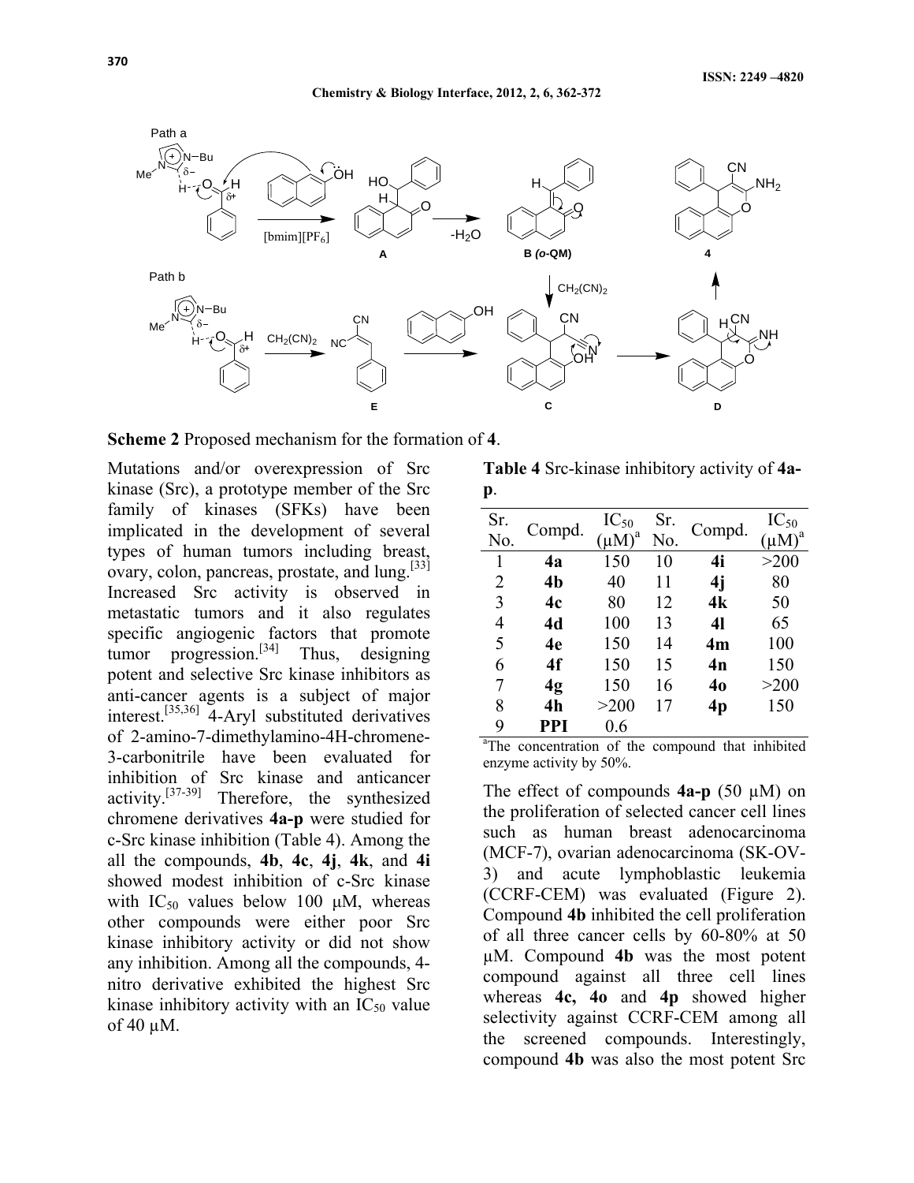**Scheme 2** Proposed mechanism for the formation of **4**.

Mutations and/or overexpression of Src kinase (Src), a prototype member of the Src family of kinases (SFKs) have been implicated in the development of several types of human tumors including breast, ovary, colon, pancreas, prostate, and lung.[33] Increased Src activity is observed in metastatic tumors and it also regulates specific angiogenic factors that promote tumor progression.[34] Thus, designing potent and selective Src kinase inhibitors as anti-cancer agents is a subject of major interest.[35,36] 4-Aryl substituted derivatives of 2-amino-7-dimethylamino-4H-chromene-3-carbonitrile have been evaluated for inhibition of Src kinase and anticancer activity.[37-39] Therefore, the synthesized chromene derivatives **4a-p** were studied for c-Src kinase inhibition (Table 4). Among the all the compounds, **4b**, **4c**, **4j**, **4k**, and **4i** showed modest inhibition of c-Src kinase with $IC_{50}$ values below 100 μM, whereas other compounds were either poor Src kinase inhibitory activity or did not show any inhibition. Among all the compounds, 4-nitro derivative exhibited the highest Src kinase inhibitory activity with an $IC_{50}$ value of 40 μM.

**Table 4** Src-kinase inhibitory activity of **4a-p**.

| Sr. No. | Compd. | $IC_{50}$ (μM)[a] | Sr. No. | Compd. | $IC_{50}$ (μM)[a] |
|---|---|---|---|---|---|
| 1 | **4a** | 150 | 10 | **4i** | >200 |
| 2 | **4b** | 40 | 11 | **4j** | 80 |
| 3 | **4c** | 80 | 12 | **4k** | 50 |
| 4 | **4d** | 100 | 13 | **4l** | 65 |
| 5 | **4e** | 150 | 14 | **4m** | 100 |
| 6 | **4f** | 150 | 15 | **4n** | 150 |
| 7 | **4g** | 150 | 16 | **4o** | >200 |
| 8 | **4h** | >200 | 17 | **4p** | 150 |
| 9 | **PPI** | 0.6 | | | |

[a]The concentration of the compound that inhibited enzyme activity by 50%.

The effect of compounds **4a-p** (50 μM) on the proliferation of selected cancer cell lines such as human breast adenocarcinoma (MCF-7), ovarian adenocarcinoma (SK-OV-3) and acute lymphoblastic leukemia (CCRF-CEM) was evaluated (Figure 2). Compound **4b** inhibited the cell proliferation of all three cancer cells by 60-80% at 50 μM. Compound **4b** was the most potent compound against all three cell lines whereas **4c, 4o** and **4p** showed higher selectivity against CCRF-CEM among all the screened compounds. Interestingly, compound **4b** was also the most potent Src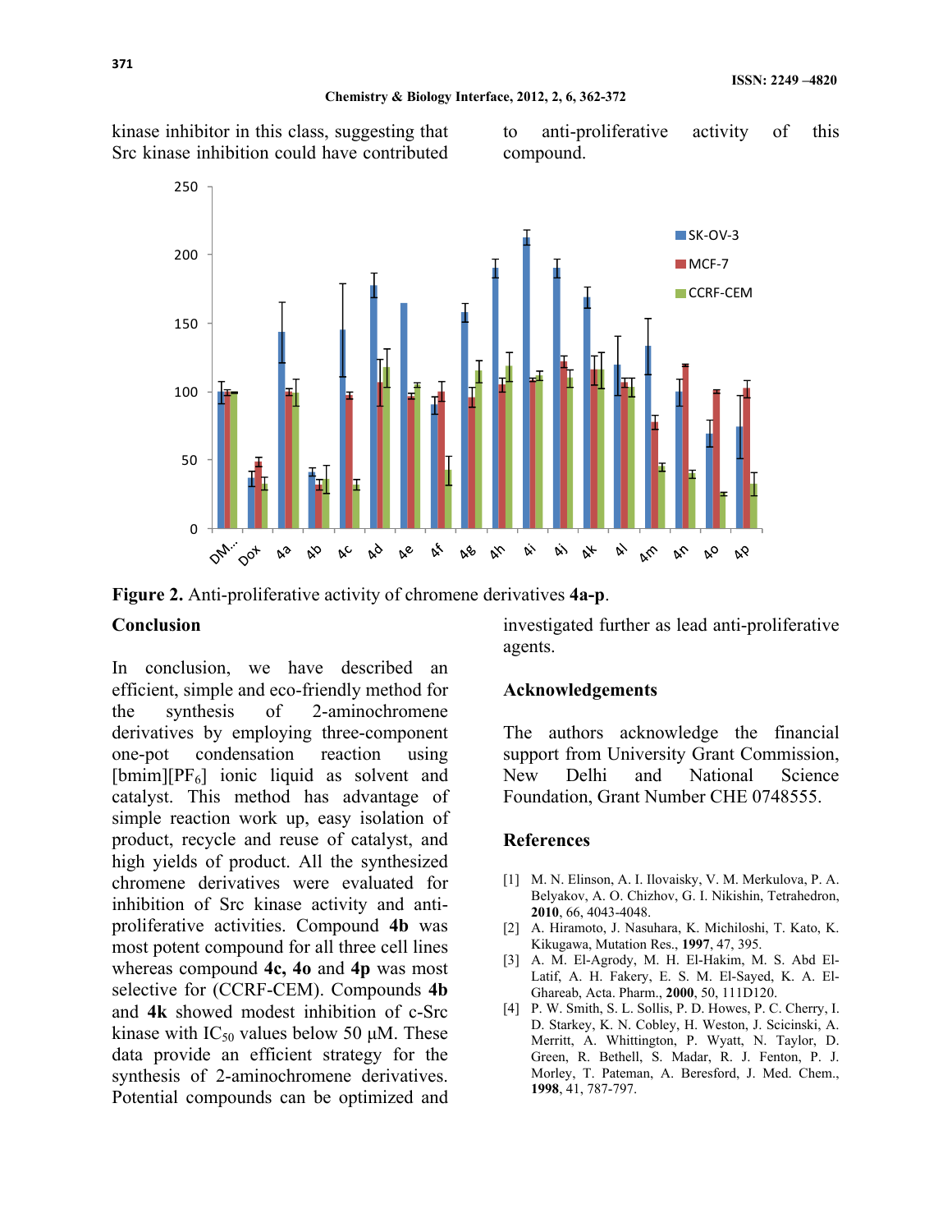kinase inhibitor in this class, suggesting that Src kinase inhibition could have contributed to anti-proliferative activity of this compound.

**Figure 2.** Anti-proliferative activity of chromene derivatives **4a-p**.

## Conclusion

In conclusion, we have described an efficient, simple and eco-friendly method for the synthesis of 2-aminochromene derivatives by employing three-component one-pot condensation reaction using [bmim][$PF_6$] ionic liquid as solvent and catalyst. This method has advantage of simple reaction work up, easy isolation of product, recycle and reuse of catalyst, and high yields of product. All the synthesized chromene derivatives were evaluated for inhibition of Src kinase activity and anti-proliferative activities. Compound **4b** was most potent compound for all three cell lines whereas compound **4c, 4o** and **4p** was most selective for (CCRF-CEM). Compounds **4b** and **4k** showed modest inhibition of c-Src kinase with $IC_{50}$ values below 50 μM. These data provide an efficient strategy for the synthesis of 2-aminochromene derivatives. Potential compounds can be optimized and investigated further as lead anti-proliferative agents.

## Acknowledgements

The authors acknowledge the financial support from University Grant Commission, New Delhi and National Science Foundation, Grant Number CHE 0748555.

## References

[1] M. N. Elinson, A. I. Ilovaisky, V. M. Merkulova, P. A. Belyakov, A. O. Chizhov, G. I. Nikishin, Tetrahedron, **2010**, 66, 4043-4048.

[2] A. Hiramoto, J. Nasuhara, K. Michiloshi, T. Kato, K. Kikugawa, Mutation Res., **1997**, 47, 395.

[3] A. M. El-Agrody, M. H. El-Hakim, M. S. Abd El-Latif, A. H. Fakery, E. S. M. El-Sayed, K. A. El-Ghareab, Acta. Pharm., **2000**, 50, 111D120.

[4] P. W. Smith, S. L. Sollis, P. D. Howes, P. C. Cherry, I. D. Starkey, K. N. Cobley, H. Weston, J. Scicinski, A. Merritt, A. Whittington, P. Wyatt, N. Taylor, D. Green, R. Bethell, S. Madar, R. J. Fenton, P. J. Morley, T. Pateman, A. Beresford, J. Med. Chem., **1998**, 41, 787-797.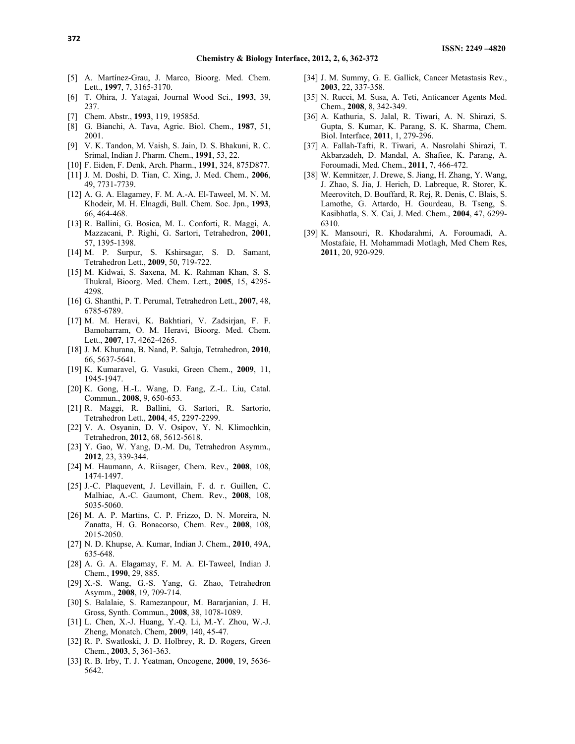[5] A. Martínez-Grau, J. Marco, Bioorg. Med. Chem. Lett., **1997**, 7, 3165-3170.

[6] T. Ohira, J. Yatagai, Journal Wood Sci., **1993**, 39, 237.

[7] Chem. Abstr., **1993**, 119, 19585d.

[8] G. Bianchi, A. Tava, Agric. Biol. Chem., **1987**, 51, 2001.

[9] V. K. Tandon, M. Vaish, S. Jain, D. S. Bhakuni, R. C. Srimal, Indian J. Pharm. Chem., **1991**, 53, 22.

[10] F. Eiden, F. Denk, Arch. Pharm., **1991**, 324, 875D877.

[11] J. M. Doshi, D. Tian, C. Xing, J. Med. Chem., **2006**, 49, 7731-7739.

[12] A. G. A. Elagamey, F. M. A.-A. El-Taweel, M. N. M. Khodeir, M. H. Elnagdi, Bull. Chem. Soc. Jpn., **1993**, 66, 464-468.

[13] R. Ballini, G. Bosica, M. L. Conforti, R. Maggi, A. Mazzacani, P. Righi, G. Sartori, Tetrahedron, **2001**, 57, 1395-1398.

[14] M. P. Surpur, S. Kshirsagar, S. D. Samant, Tetrahedron Lett., **2009**, 50, 719-722.

[15] M. Kidwai, S. Saxena, M. K. Rahman Khan, S. S. Thukral, Bioorg. Med. Chem. Lett., **2005**, 15, 4295-4298.

[16] G. Shanthi, P. T. Perumal, Tetrahedron Lett., **2007**, 48, 6785-6789.

[17] M. M. Heravi, K. Bakhtiari, V. Zadsirjan, F. F. Bamoharram, O. M. Heravi, Bioorg. Med. Chem. Lett., **2007**, 17, 4262-4265.

[18] J. M. Khurana, B. Nand, P. Saluja, Tetrahedron, **2010**, 66, 5637-5641.

[19] K. Kumaravel, G. Vasuki, Green Chem., **2009**, 11, 1945-1947.

[20] K. Gong, H.-L. Wang, D. Fang, Z.-L. Liu, Catal. Commun., **2008**, 9, 650-653.

[21] R. Maggi, R. Ballini, G. Sartori, R. Sartorio, Tetrahedron Lett., **2004**, 45, 2297-2299.

[22] V. A. Osyanin, D. V. Osipov, Y. N. Klimochkin, Tetrahedron, **2012**, 68, 5612-5618.

[23] Y. Gao, W. Yang, D.-M. Du, Tetrahedron Asymm., **2012**, 23, 339-344.

[24] M. Haumann, A. Riisager, Chem. Rev., **2008**, 108, 1474-1497.

[25] J.-C. Plaquevent, J. Levillain, F. d. r. Guillen, C. Malhiac, A.-C. Gaumont, Chem. Rev., **2008**, 108, 5035-5060.

[26] M. A. P. Martins, C. P. Frizzo, D. N. Moreira, N. Zanatta, H. G. Bonacorso, Chem. Rev., **2008**, 108, 2015-2050.

[27] N. D. Khupse, A. Kumar, Indian J. Chem., **2010**, 49A, 635-648.

[28] A. G. A. Elagamay, F. M. A. El-Taweel, Indian J. Chem., **1990**, 29, 885.

[29] X.-S. Wang, G.-S. Yang, G. Zhao, Tetrahedron Asymm., **2008**, 19, 709-714.

[30] S. Balalaie, S. Ramezanpour, M. Bararjanian, J. H. Gross, Synth. Commun., **2008**, 38, 1078-1089.

[31] L. Chen, X.-J. Huang, Y.-Q. Li, M.-Y. Zhou, W.-J. Zheng, Monatch. Chem, **2009**, 140, 45-47.

[32] R. P. Swatloski, J. D. Holbrey, R. D. Rogers, Green Chem., **2003**, 5, 361-363.

[33] R. B. Irby, T. J. Yeatman, Oncogene, **2000**, 19, 5636-5642.

[34] J. M. Summy, G. E. Gallick, Cancer Metastasis Rev., **2003**, 22, 337-358.

[35] N. Rucci, M. Susa, A. Teti, Anticancer Agents Med. Chem., **2008**, 8, 342-349.

[36] A. Kathuria, S. Jalal, R. Tiwari, A. N. Shirazi, S. Gupta, S. Kumar, K. Parang, S. K. Sharma, Chem. Biol. Interface, **2011**, 1, 279-296.

[37] A. Fallah-Tafti, R. Tiwari, A. Nasrolahi Shirazi, T. Akbarzadeh, D. Mandal, A. Shafiee, K. Parang, A. Foroumadi, Med. Chem., **2011**, 7, 466-472.

[38] W. Kemnitzer, J. Drewe, S. Jiang, H. Zhang, Y. Wang, J. Zhao, S. Jia, J. Herich, D. Labreque, R. Storer, K. Meerovitch, D. Bouffard, R. Rej, R. Denis, C. Blais, S. Lamothe, G. Attardo, H. Gourdeau, B. Tseng, S. Kasibhatla, S. X. Cai, J. Med. Chem., **2004**, 47, 6299-6310.

[39] K. Mansouri, R. Khodarahmi, A. Foroumadi, A. Mostafaie, H. Mohammadi Motlagh, Med Chem Res, **2011**, 20, 920-929.